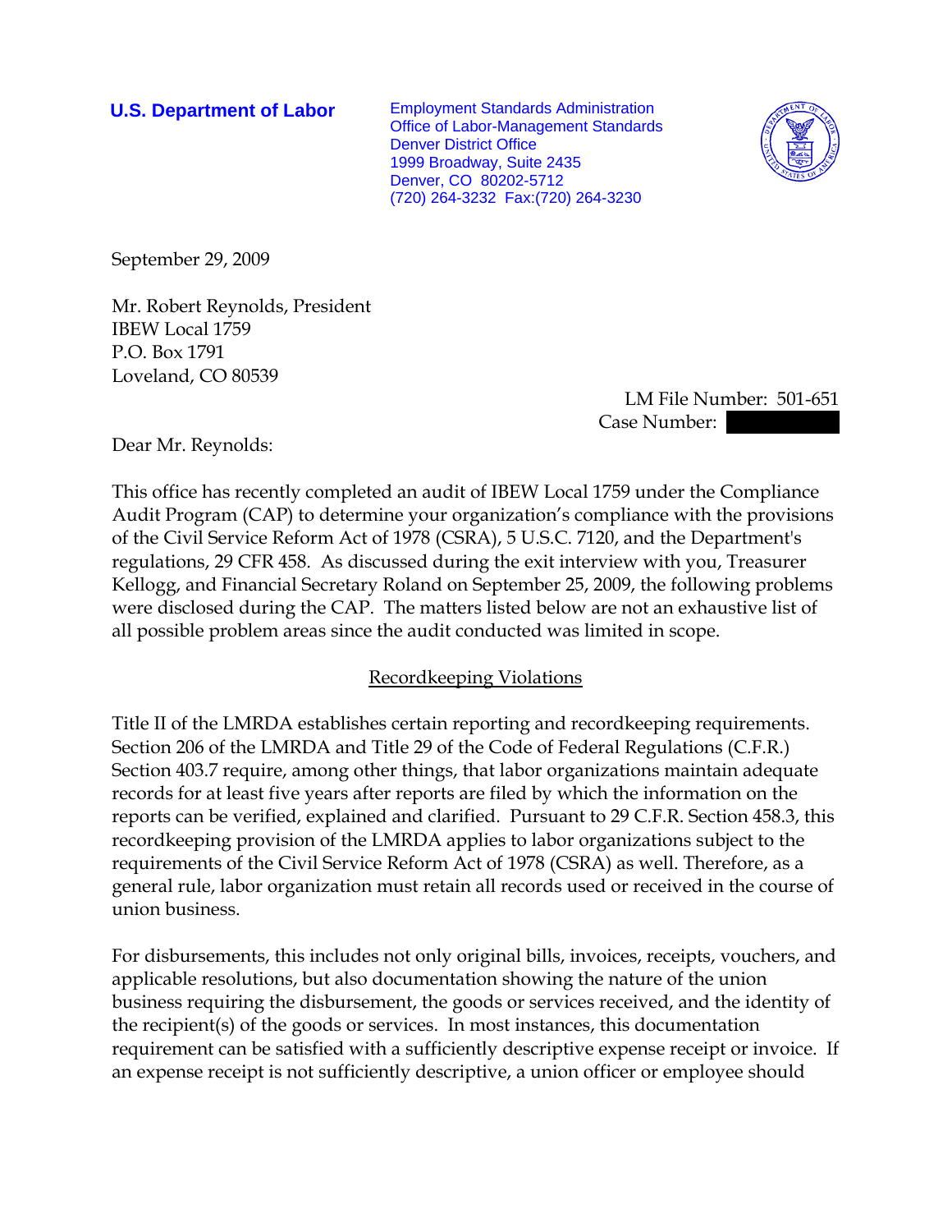**U.S. Department of Labor**

Employment Standards Administration
Office of Labor-Management Standards
Denver District Office
1999 Broadway, Suite 2435
Denver, CO 80202-5712
(720) 264-3232 Fax:(720) 264-3230

September 29, 2009

Mr. Robert Reynolds, President
IBEW Local 1759
P.O. Box 1791
Loveland, CO 80539

LM File Number: 501-651
Case Number:

Dear Mr. Reynolds:

This office has recently completed an audit of IBEW Local 1759 under the Compliance Audit Program (CAP) to determine your organization's compliance with the provisions of the Civil Service Reform Act of 1978 (CSRA), 5 U.S.C. 7120, and the Department's regulations, 29 CFR 458. As discussed during the exit interview with you, Treasurer Kellogg, and Financial Secretary Roland on September 25, 2009, the following problems were disclosed during the CAP. The matters listed below are not an exhaustive list of all possible problem areas since the audit conducted was limited in scope.

## Recordkeeping Violations

Title II of the LMRDA establishes certain reporting and recordkeeping requirements. Section 206 of the LMRDA and Title 29 of the Code of Federal Regulations (C.F.R.) Section 403.7 require, among other things, that labor organizations maintain adequate records for at least five years after reports are filed by which the information on the reports can be verified, explained and clarified. Pursuant to 29 C.F.R. Section 458.3, this recordkeeping provision of the LMRDA applies to labor organizations subject to the requirements of the Civil Service Reform Act of 1978 (CSRA) as well. Therefore, as a general rule, labor organization must retain all records used or received in the course of union business.

For disbursements, this includes not only original bills, invoices, receipts, vouchers, and applicable resolutions, but also documentation showing the nature of the union business requiring the disbursement, the goods or services received, and the identity of the recipient(s) of the goods or services. In most instances, this documentation requirement can be satisfied with a sufficiently descriptive expense receipt or invoice. If an expense receipt is not sufficiently descriptive, a union officer or employee should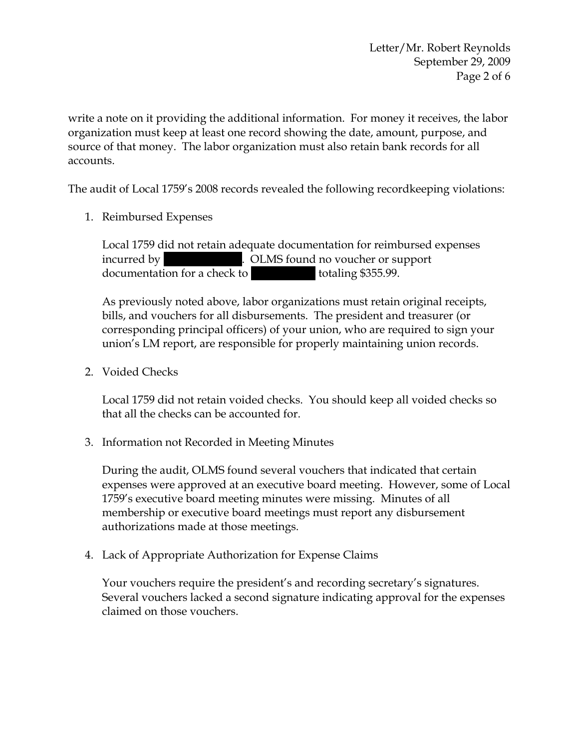write a note on it providing the additional information. For money it receives, the labor organization must keep at least one record showing the date, amount, purpose, and source of that money. The labor organization must also retain bank records for all accounts.

The audit of Local 1759's 2008 records revealed the following recordkeeping violations:

1. Reimbursed Expenses

   Local 1759 did not retain adequate documentation for reimbursed expenses incurred by [REDACTED]. OLMS found no voucher or support documentation for a check to [REDACTED] totaling $355.99.

   As previously noted above, labor organizations must retain original receipts, bills, and vouchers for all disbursements. The president and treasurer (or corresponding principal officers) of your union, who are required to sign your union's LM report, are responsible for properly maintaining union records.

2. Voided Checks

   Local 1759 did not retain voided checks. You should keep all voided checks so that all the checks can be accounted for.

3. Information not Recorded in Meeting Minutes

   During the audit, OLMS found several vouchers that indicated that certain expenses were approved at an executive board meeting. However, some of Local 1759's executive board meeting minutes were missing. Minutes of all membership or executive board meetings must report any disbursement authorizations made at those meetings.

4. Lack of Appropriate Authorization for Expense Claims

   Your vouchers require the president's and recording secretary's signatures. Several vouchers lacked a second signature indicating approval for the expenses claimed on those vouchers.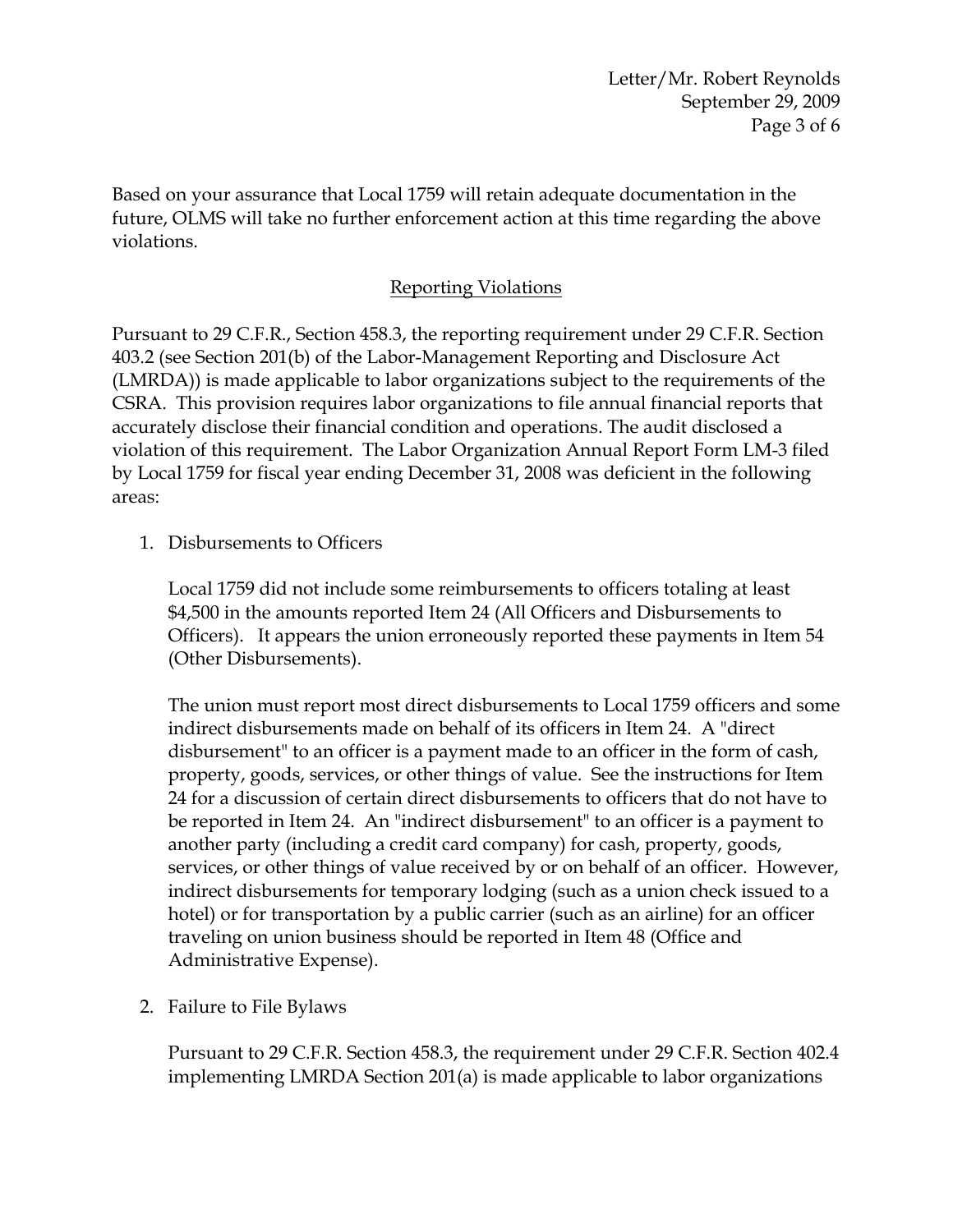Based on your assurance that Local 1759 will retain adequate documentation in the future, OLMS will take no further enforcement action at this time regarding the above violations.

## Reporting Violations

Pursuant to 29 C.F.R., Section 458.3, the reporting requirement under 29 C.F.R. Section 403.2 (see Section 201(b) of the Labor-Management Reporting and Disclosure Act (LMRDA)) is made applicable to labor organizations subject to the requirements of the CSRA. This provision requires labor organizations to file annual financial reports that accurately disclose their financial condition and operations. The audit disclosed a violation of this requirement. The Labor Organization Annual Report Form LM-3 filed by Local 1759 for fiscal year ending December 31, 2008 was deficient in the following areas:

1. Disbursements to Officers

   Local 1759 did not include some reimbursements to officers totaling at least $4,500 in the amounts reported Item 24 (All Officers and Disbursements to Officers). It appears the union erroneously reported these payments in Item 54 (Other Disbursements).

   The union must report most direct disbursements to Local 1759 officers and some indirect disbursements made on behalf of its officers in Item 24. A "direct disbursement" to an officer is a payment made to an officer in the form of cash, property, goods, services, or other things of value. See the instructions for Item 24 for a discussion of certain direct disbursements to officers that do not have to be reported in Item 24. An "indirect disbursement" to an officer is a payment to another party (including a credit card company) for cash, property, goods, services, or other things of value received by or on behalf of an officer. However, indirect disbursements for temporary lodging (such as a union check issued to a hotel) or for transportation by a public carrier (such as an airline) for an officer traveling on union business should be reported in Item 48 (Office and Administrative Expense).

2. Failure to File Bylaws

   Pursuant to 29 C.F.R. Section 458.3, the requirement under 29 C.F.R. Section 402.4 implementing LMRDA Section 201(a) is made applicable to labor organizations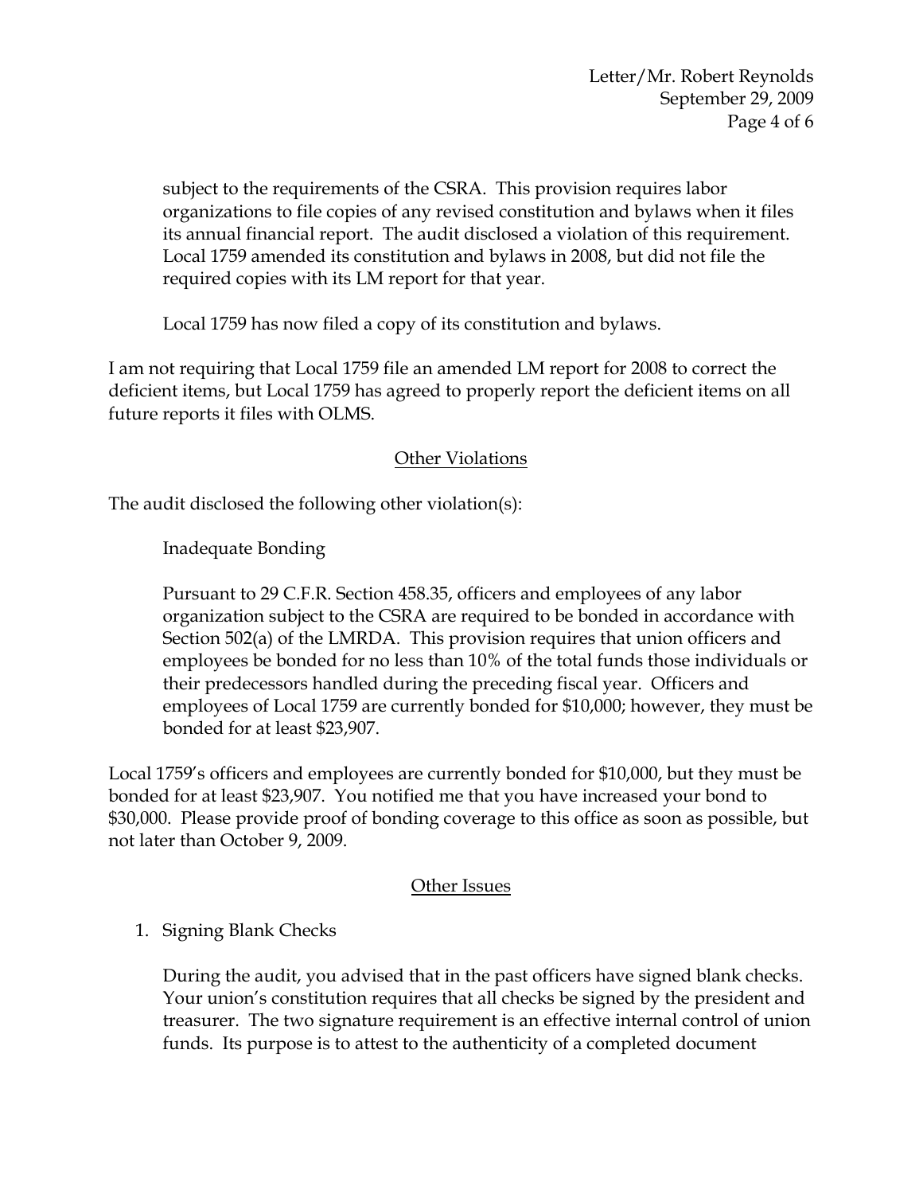subject to the requirements of the CSRA. This provision requires labor organizations to file copies of any revised constitution and bylaws when it files its annual financial report. The audit disclosed a violation of this requirement. Local 1759 amended its constitution and bylaws in 2008, but did not file the required copies with its LM report for that year.

Local 1759 has now filed a copy of its constitution and bylaws.

I am not requiring that Local 1759 file an amended LM report for 2008 to correct the deficient items, but Local 1759 has agreed to properly report the deficient items on all future reports it files with OLMS.

## Other Violations

The audit disclosed the following other violation(s):

Inadequate Bonding

Pursuant to 29 C.F.R. Section 458.35, officers and employees of any labor organization subject to the CSRA are required to be bonded in accordance with Section 502(a) of the LMRDA. This provision requires that union officers and employees be bonded for no less than 10% of the total funds those individuals or their predecessors handled during the preceding fiscal year. Officers and employees of Local 1759 are currently bonded for $10,000; however, they must be bonded for at least $23,907.

Local 1759's officers and employees are currently bonded for $10,000, but they must be bonded for at least $23,907. You notified me that you have increased your bond to $30,000. Please provide proof of bonding coverage to this office as soon as possible, but not later than October 9, 2009.

## Other Issues

1. Signing Blank Checks

   During the audit, you advised that in the past officers have signed blank checks. Your union's constitution requires that all checks be signed by the president and treasurer. The two signature requirement is an effective internal control of union funds. Its purpose is to attest to the authenticity of a completed document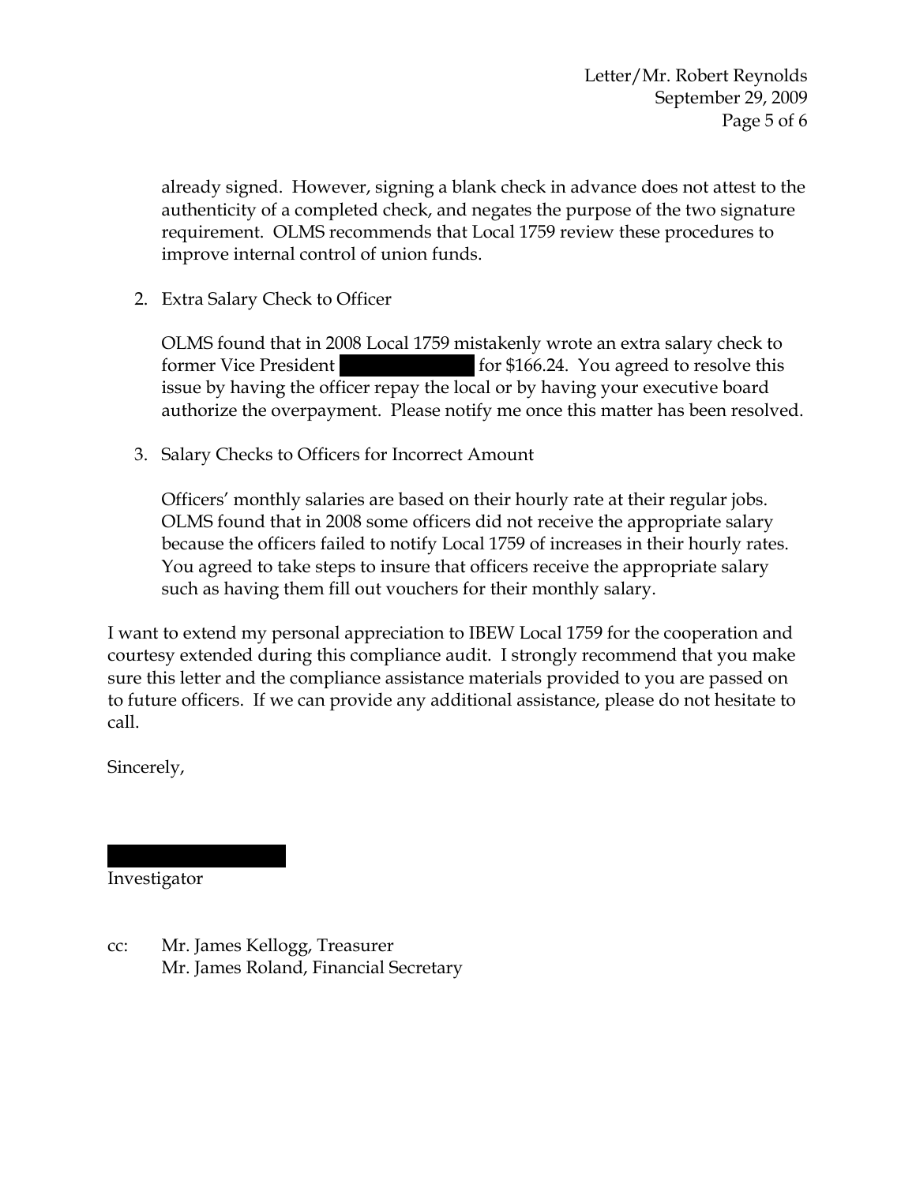already signed. However, signing a blank check in advance does not attest to the authenticity of a completed check, and negates the purpose of the two signature requirement. OLMS recommends that Local 1759 review these procedures to improve internal control of union funds.

2. Extra Salary Check to Officer

   OLMS found that in 2008 Local 1759 mistakenly wrote an extra salary check to former Vice President [redacted] for $166.24. You agreed to resolve this issue by having the officer repay the local or by having your executive board authorize the overpayment. Please notify me once this matter has been resolved.

3. Salary Checks to Officers for Incorrect Amount

   Officers' monthly salaries are based on their hourly rate at their regular jobs. OLMS found that in 2008 some officers did not receive the appropriate salary because the officers failed to notify Local 1759 of increases in their hourly rates. You agreed to take steps to insure that officers receive the appropriate salary such as having them fill out vouchers for their monthly salary.

I want to extend my personal appreciation to IBEW Local 1759 for the cooperation and courtesy extended during this compliance audit. I strongly recommend that you make sure this letter and the compliance assistance materials provided to you are passed on to future officers. If we can provide any additional assistance, please do not hesitate to call.

Sincerely,

[redacted]

Investigator

cc: Mr. James Kellogg, Treasurer
    Mr. James Roland, Financial Secretary